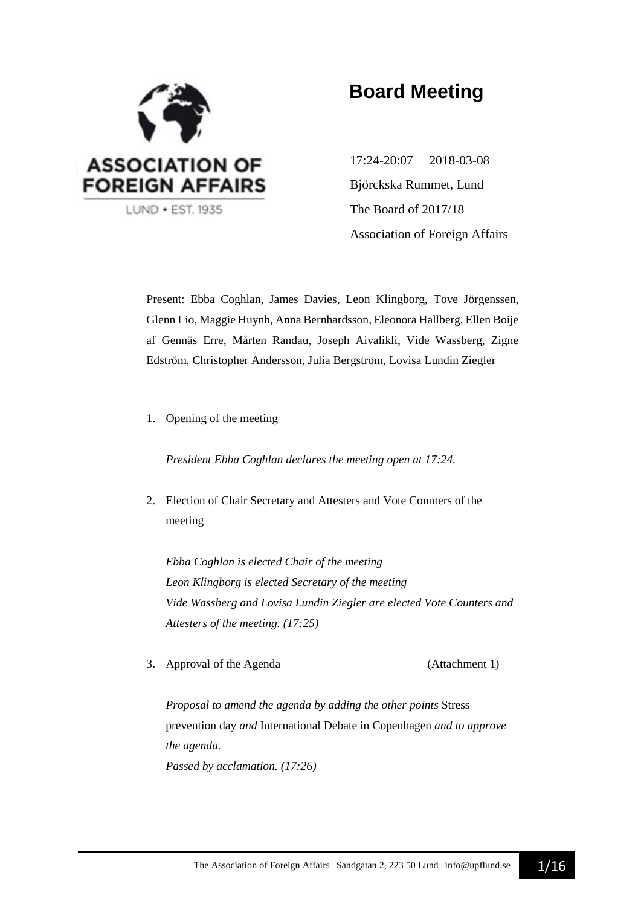ASSOCIATION OF FOREIGN AFFAIRS

LUND • EST. 1935

# Board Meeting

17:24-20:07 2018-03-08

Björckska Rummet, Lund

The Board of 2017/18

Association of Foreign Affairs

Present: Ebba Coghlan, James Davies, Leon Klingborg, Tove Jörgenssen, Glenn Lio, Maggie Huynh, Anna Bernhardsson, Eleonora Hallberg, Ellen Boije af Gennäs Erre, Mårten Randau, Joseph Aivalikli, Vide Wassberg, Zigne Edström, Christopher Andersson, Julia Bergström, Lovisa Lundin Ziegler

1. Opening of the meeting

   *President Ebba Coghlan declares the meeting open at 17:24.*

2. Election of Chair Secretary and Attesters and Vote Counters of the meeting

   *Ebba Coghlan is elected Chair of the meeting*
   *Leon Klingborg is elected Secretary of the meeting*
   *Vide Wassberg and Lovisa Lundin Ziegler are elected Vote Counters and Attesters of the meeting. (17:25)*

3. Approval of the Agenda (Attachment 1)

   *Proposal to amend the agenda by adding the other points* Stress prevention day *and* International Debate in Copenhagen *and to approve the agenda.*
   *Passed by acclamation. (17:26)*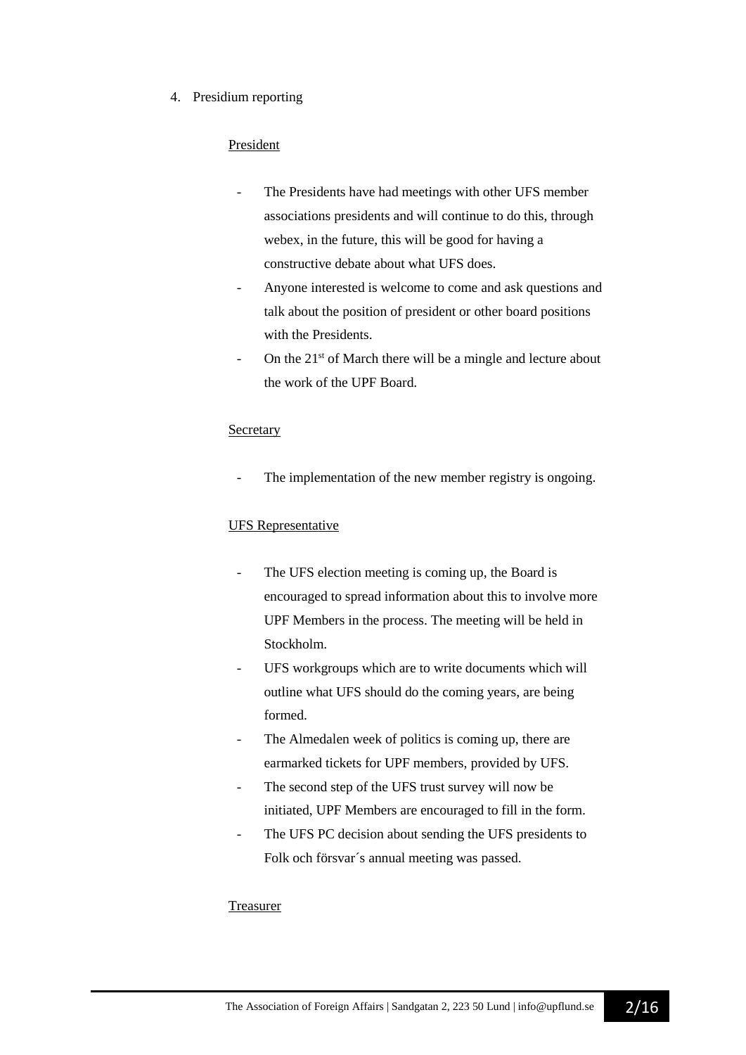4. Presidium reporting

<u>President</u>

- The Presidents have had meetings with other UFS member associations presidents and will continue to do this, through webex, in the future, this will be good for having a constructive debate about what UFS does.
- Anyone interested is welcome to come and ask questions and talk about the position of president or other board positions with the Presidents.
- On the 21st of March there will be a mingle and lecture about the work of the UPF Board.

<u>Secretary</u>

- The implementation of the new member registry is ongoing.

<u>UFS Representative</u>

- The UFS election meeting is coming up, the Board is encouraged to spread information about this to involve more UPF Members in the process. The meeting will be held in Stockholm.
- UFS workgroups which are to write documents which will outline what UFS should do the coming years, are being formed.
- The Almedalen week of politics is coming up, there are earmarked tickets for UPF members, provided by UFS.
- The second step of the UFS trust survey will now be initiated, UPF Members are encouraged to fill in the form.
- The UFS PC decision about sending the UFS presidents to Folk och försvar´s annual meeting was passed.

<u>Treasurer</u>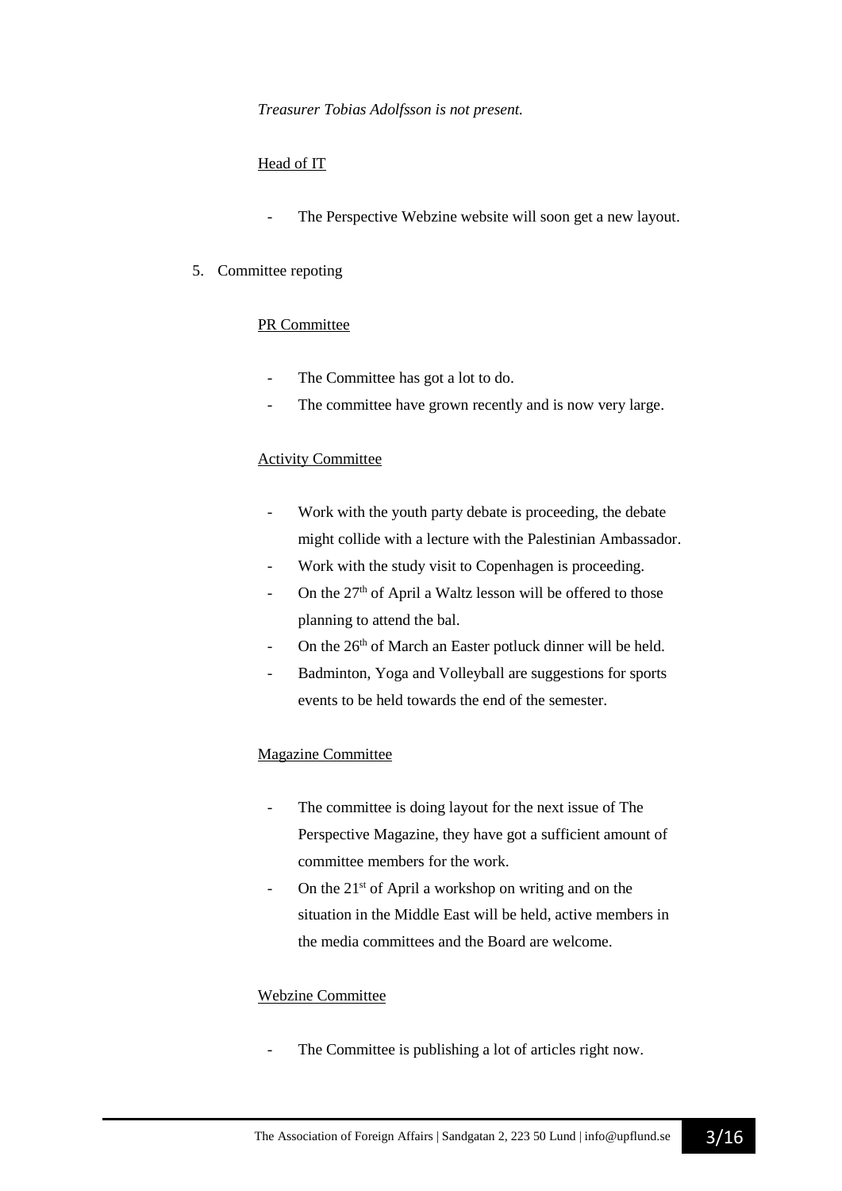*Treasurer Tobias Adolfsson is not present.*

Head of IT

- The Perspective Webzine website will soon get a new layout.

5. Committee repoting

PR Committee

- The Committee has got a lot to do.
- The committee have grown recently and is now very large.

Activity Committee

- Work with the youth party debate is proceeding, the debate might collide with a lecture with the Palestinian Ambassador.
- Work with the study visit to Copenhagen is proceeding.
- On the 27th of April a Waltz lesson will be offered to those planning to attend the bal.
- On the 26th of March an Easter potluck dinner will be held.
- Badminton, Yoga and Volleyball are suggestions for sports events to be held towards the end of the semester.

Magazine Committee

- The committee is doing layout for the next issue of The Perspective Magazine, they have got a sufficient amount of committee members for the work.
- On the 21st of April a workshop on writing and on the situation in the Middle East will be held, active members in the media committees and the Board are welcome.

Webzine Committee

- The Committee is publishing a lot of articles right now.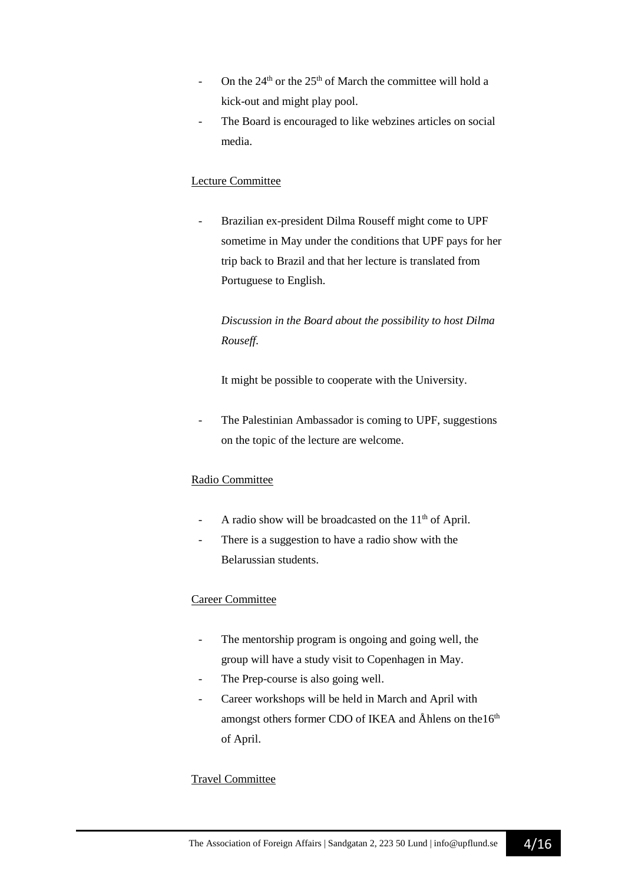- On the 24th or the 25th of March the committee will hold a kick-out and might play pool.
- The Board is encouraged to like webzines articles on social media.

Lecture Committee

- Brazilian ex-president Dilma Rouseff might come to UPF sometime in May under the conditions that UPF pays for her trip back to Brazil and that her lecture is translated from Portuguese to English.

  *Discussion in the Board about the possibility to host Dilma Rouseff.*

  It might be possible to cooperate with the University.

- The Palestinian Ambassador is coming to UPF, suggestions on the topic of the lecture are welcome.

Radio Committee

- A radio show will be broadcasted on the 11th of April.
- There is a suggestion to have a radio show with the Belarussian students.

Career Committee

- The mentorship program is ongoing and going well, the group will have a study visit to Copenhagen in May.
- The Prep-course is also going well.
- Career workshops will be held in March and April with amongst others former CDO of IKEA and Åhlens on the16th of April.

Travel Committee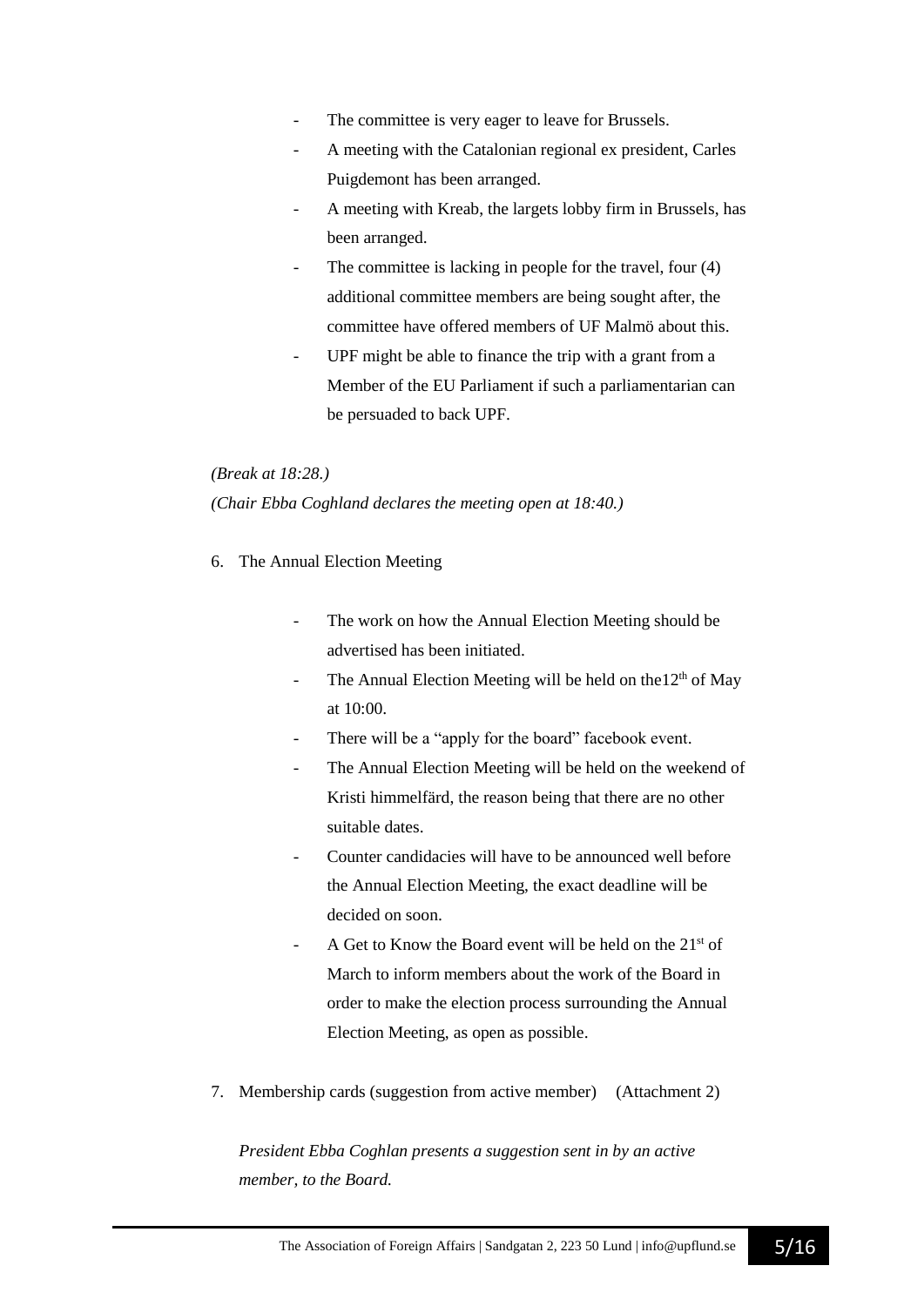- The committee is very eager to leave for Brussels.
- A meeting with the Catalonian regional ex president, Carles Puigdemont has been arranged.
- A meeting with Kreab, the largets lobby firm in Brussels, has been arranged.
- The committee is lacking in people for the travel, four (4) additional committee members are being sought after, the committee have offered members of UF Malmö about this.
- UPF might be able to finance the trip with a grant from a Member of the EU Parliament if such a parliamentarian can be persuaded to back UPF.

*(Break at 18:28.)*

*(Chair Ebba Coghland declares the meeting open at 18:40.)*

6. The Annual Election Meeting

- The work on how the Annual Election Meeting should be advertised has been initiated.
- The Annual Election Meeting will be held on the12th of May at 10:00.
- There will be a "apply for the board" facebook event.
- The Annual Election Meeting will be held on the weekend of Kristi himmelfärd, the reason being that there are no other suitable dates.
- Counter candidacies will have to be announced well before the Annual Election Meeting, the exact deadline will be decided on soon.
- A Get to Know the Board event will be held on the 21st of March to inform members about the work of the Board in order to make the election process surrounding the Annual Election Meeting, as open as possible.

7. Membership cards (suggestion from active member) (Attachment 2)

*President Ebba Coghlan presents a suggestion sent in by an active member, to the Board.*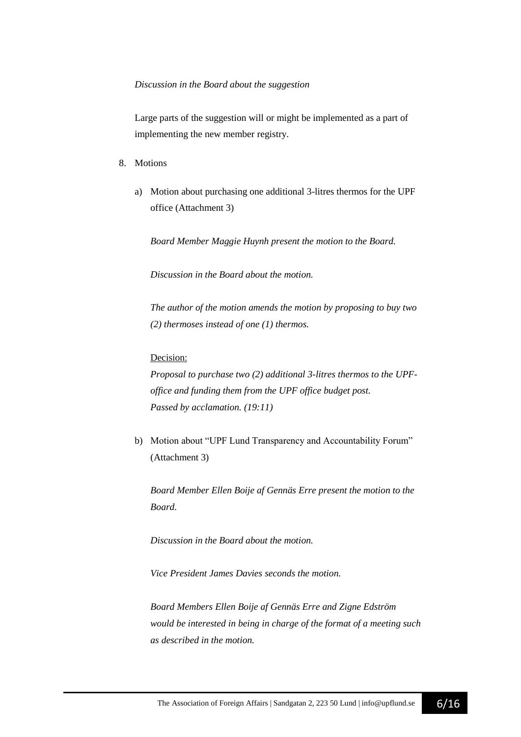*Discussion in the Board about the suggestion*

Large parts of the suggestion will or might be implemented as a part of implementing the new member registry.

8. Motions

   a) Motion about purchasing one additional 3-litres thermos for the UPF office (Attachment 3)

      *Board Member Maggie Huynh present the motion to the Board.*

      *Discussion in the Board about the motion.*

      *The author of the motion amends the motion by proposing to buy two (2) thermoses instead of one (1) thermos.*

      Decision:
      *Proposal to purchase two (2) additional 3-litres thermos to the UPF-office and funding them from the UPF office budget post.*
      *Passed by acclamation. (19:11)*

   b) Motion about "UPF Lund Transparency and Accountability Forum" (Attachment 3)

      *Board Member Ellen Boije af Gennäs Erre present the motion to the Board.*

      *Discussion in the Board about the motion.*

      *Vice President James Davies seconds the motion.*

      *Board Members Ellen Boije af Gennäs Erre and Zigne Edström would be interested in being in charge of the format of a meeting such as described in the motion.*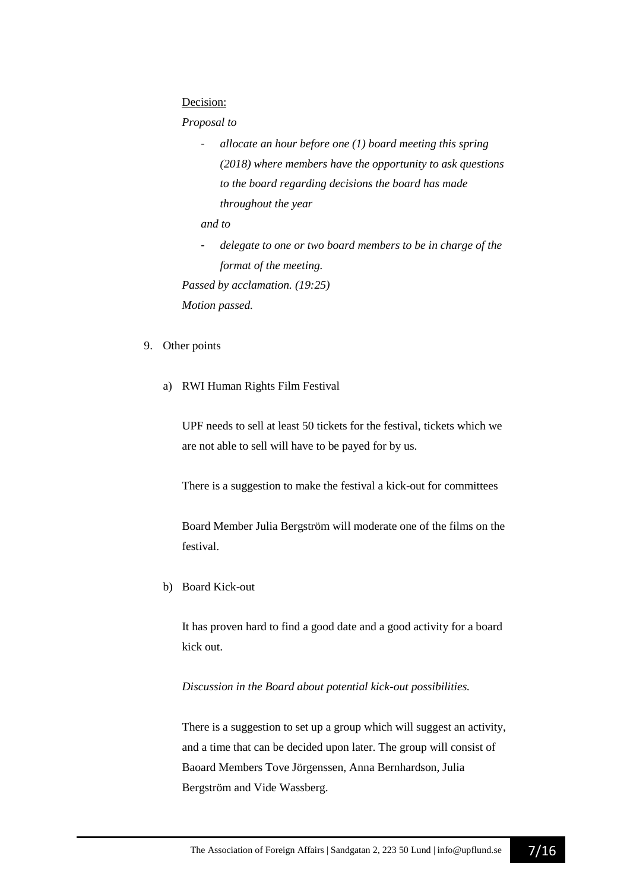Decision:

*Proposal to*

- *allocate an hour before one (1) board meeting this spring (2018) where members have the opportunity to ask questions to the board regarding decisions the board has made throughout the year*

*and to*

- *delegate to one or two board members to be in charge of the format of the meeting.*

*Passed by acclamation. (19:25)*

*Motion passed.*

9. Other points

a) RWI Human Rights Film Festival

UPF needs to sell at least 50 tickets for the festival, tickets which we are not able to sell will have to be payed for by us.

There is a suggestion to make the festival a kick-out for committees

Board Member Julia Bergström will moderate one of the films on the festival.

b) Board Kick-out

It has proven hard to find a good date and a good activity for a board kick out.

*Discussion in the Board about potential kick-out possibilities.*

There is a suggestion to set up a group which will suggest an activity, and a time that can be decided upon later. The group will consist of Baoard Members Tove Jörgenssen, Anna Bernhardson, Julia Bergström and Vide Wassberg.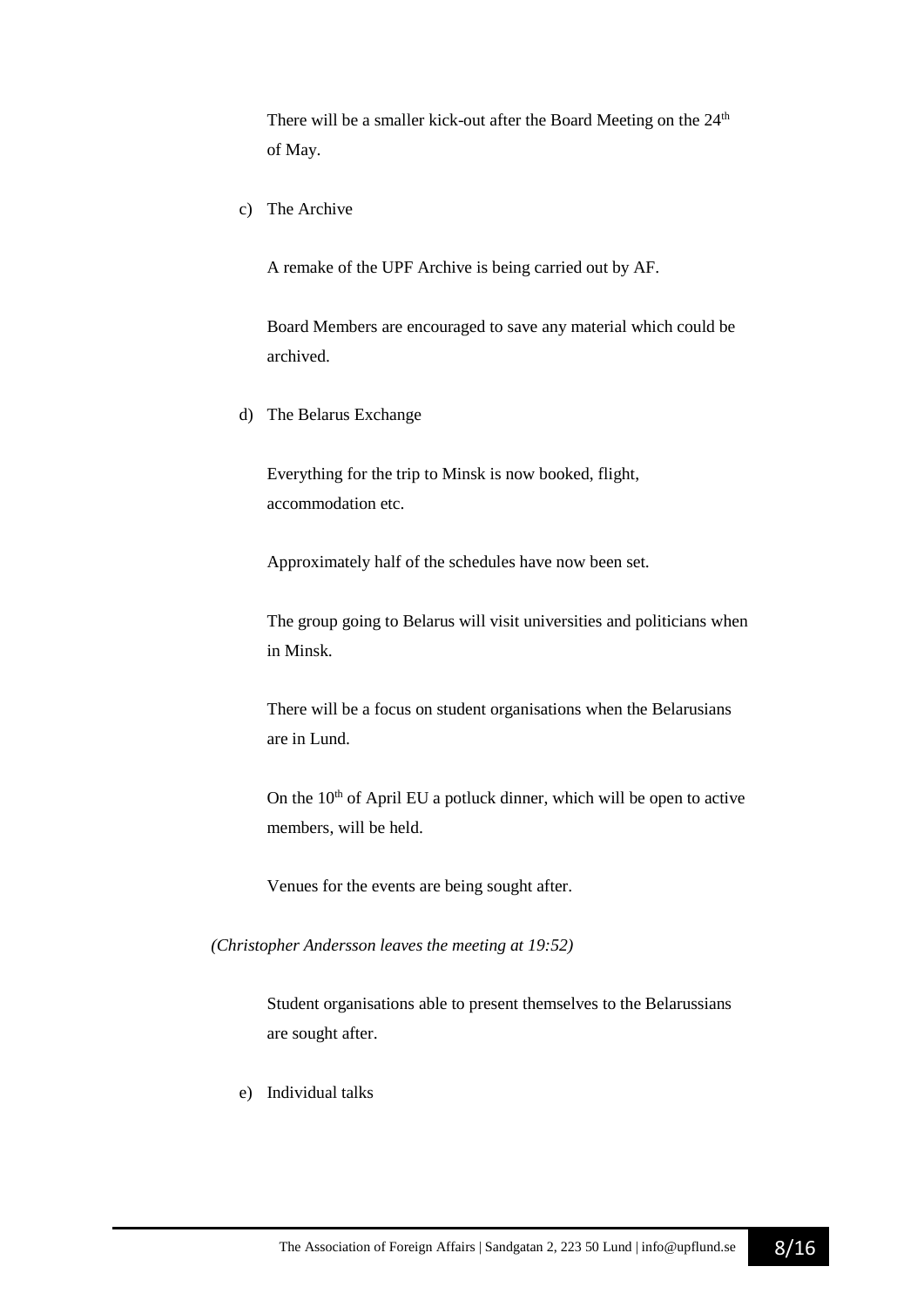There will be a smaller kick-out after the Board Meeting on the 24th of May.

c) The Archive

A remake of the UPF Archive is being carried out by AF.

Board Members are encouraged to save any material which could be archived.

d) The Belarus Exchange

Everything for the trip to Minsk is now booked, flight, accommodation etc.

Approximately half of the schedules have now been set.

The group going to Belarus will visit universities and politicians when in Minsk.

There will be a focus on student organisations when the Belarusians are in Lund.

On the 10th of April EU a potluck dinner, which will be open to active members, will be held.

Venues for the events are being sought after.

*(Christopher Andersson leaves the meeting at 19:52)*

Student organisations able to present themselves to the Belarussians are sought after.

e) Individual talks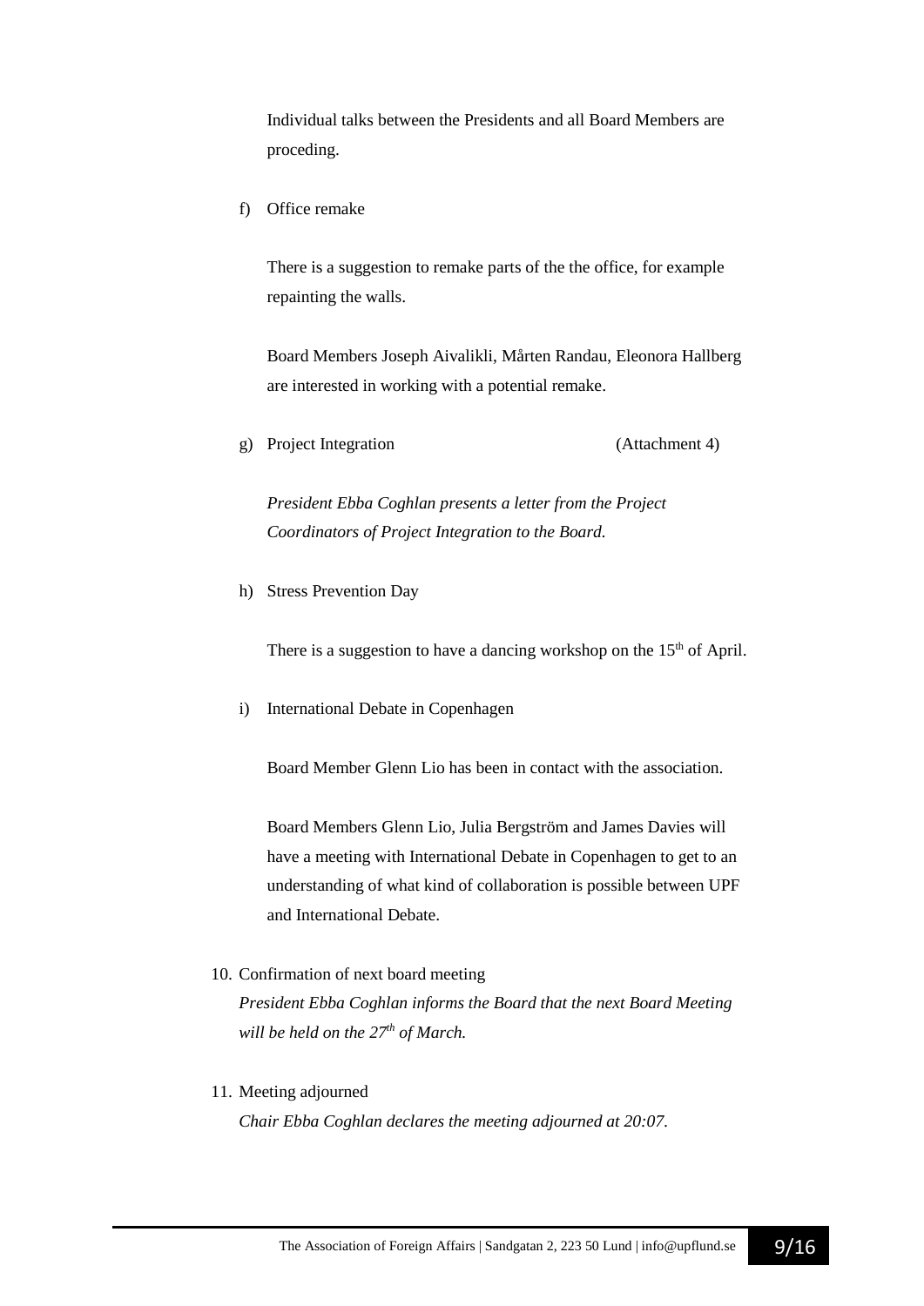Individual talks between the Presidents and all Board Members are proceding.

f) Office remake

There is a suggestion to remake parts of the the office, for example repainting the walls.

Board Members Joseph Aivalikli, Mårten Randau, Eleonora Hallberg are interested in working with a potential remake.

g) Project Integration (Attachment 4)

*President Ebba Coghlan presents a letter from the Project Coordinators of Project Integration to the Board.*

h) Stress Prevention Day

There is a suggestion to have a dancing workshop on the 15th of April.

i) International Debate in Copenhagen

Board Member Glenn Lio has been in contact with the association.

Board Members Glenn Lio, Julia Bergström and James Davies will have a meeting with International Debate in Copenhagen to get to an understanding of what kind of collaboration is possible between UPF and International Debate.

10. Confirmation of next board meeting
*President Ebba Coghlan informs the Board that the next Board Meeting will be held on the 27th of March.*

11. Meeting adjourned
*Chair Ebba Coghlan declares the meeting adjourned at 20:07.*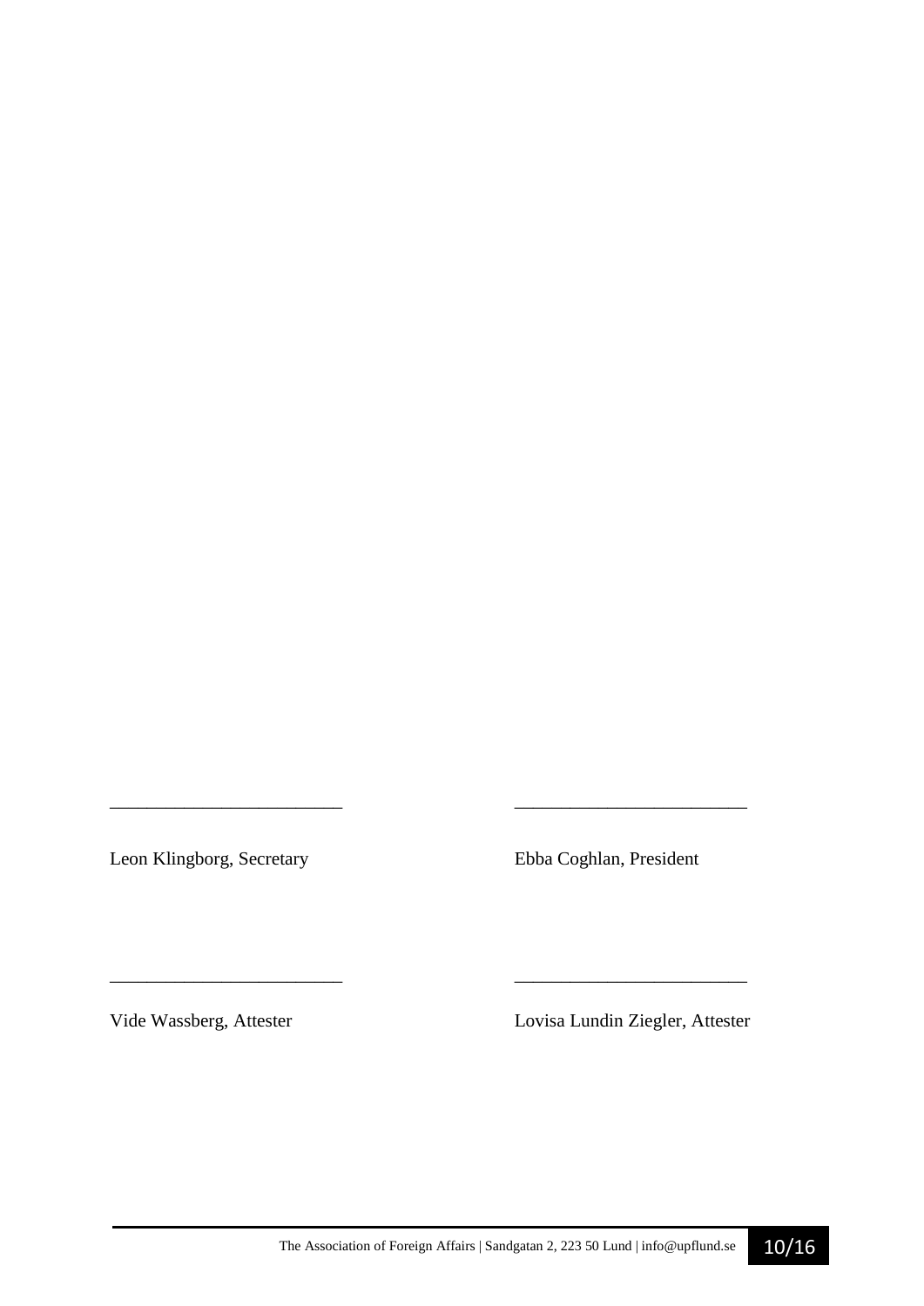_________________________ _________________________

Leon Klingborg, Secretary Ebba Coghlan, President

_________________________ _________________________

Vide Wassberg, Attester Lovisa Lundin Ziegler, Attester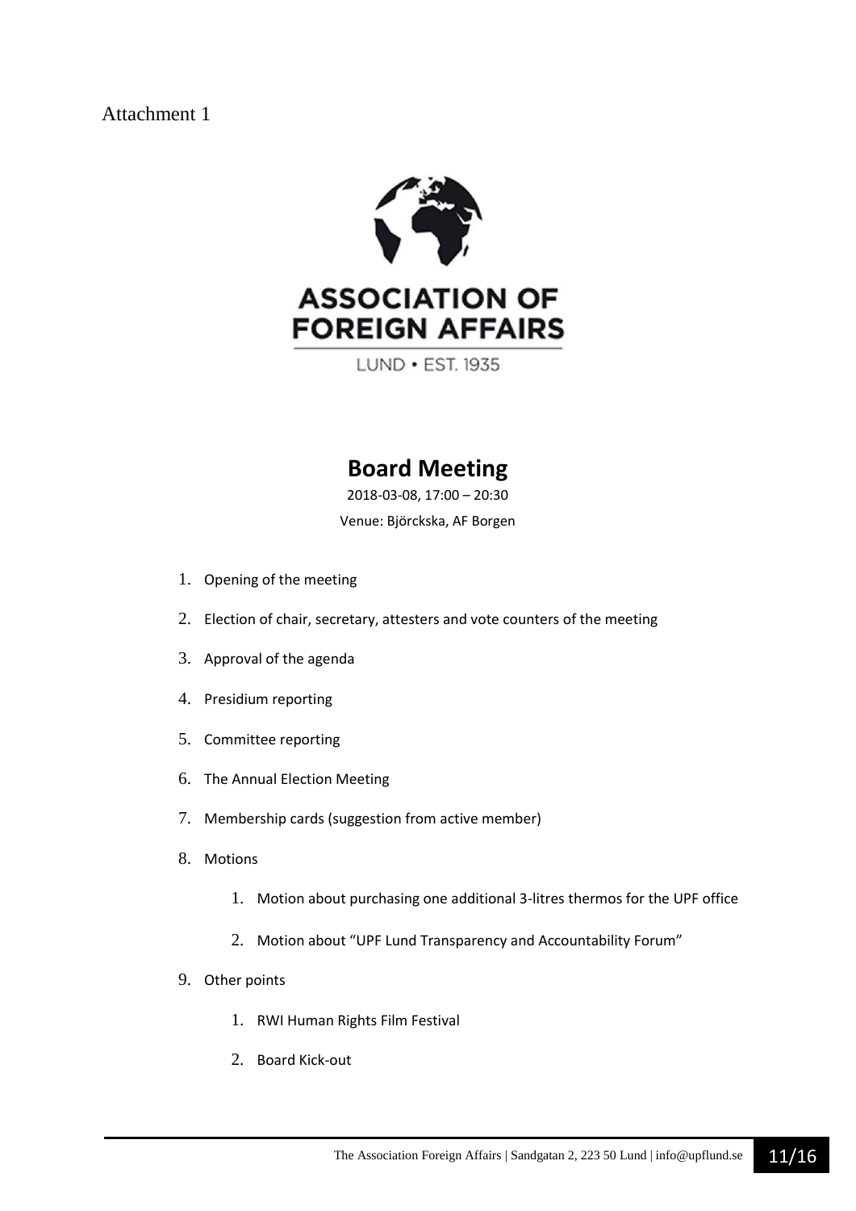Attachment 1

ASSOCIATION OF FOREIGN AFFAIRS

LUND • EST. 1935

# Board Meeting

2018-03-08, 17:00 – 20:30

Venue: Björckska, AF Borgen

1. Opening of the meeting
2. Election of chair, secretary, attesters and vote counters of the meeting
3. Approval of the agenda
4. Presidium reporting
5. Committee reporting
6. The Annual Election Meeting
7. Membership cards (suggestion from active member)
8. Motions
   1. Motion about purchasing one additional 3-litres thermos for the UPF office
   2. Motion about "UPF Lund Transparency and Accountability Forum"
9. Other points
   1. RWI Human Rights Film Festival
   2. Board Kick-out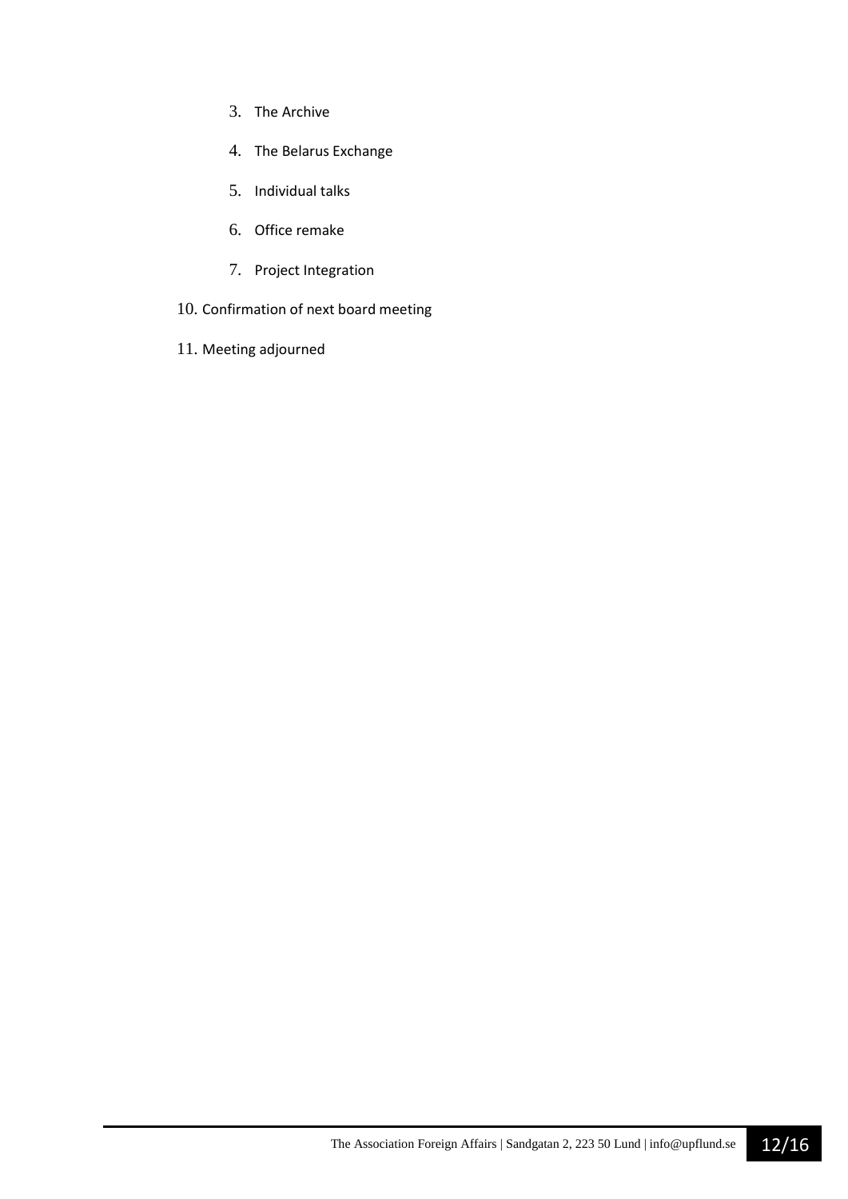3. The Archive
4. The Belarus Exchange
5. Individual talks
6. Office remake
7. Project Integration

10. Confirmation of next board meeting
11. Meeting adjourned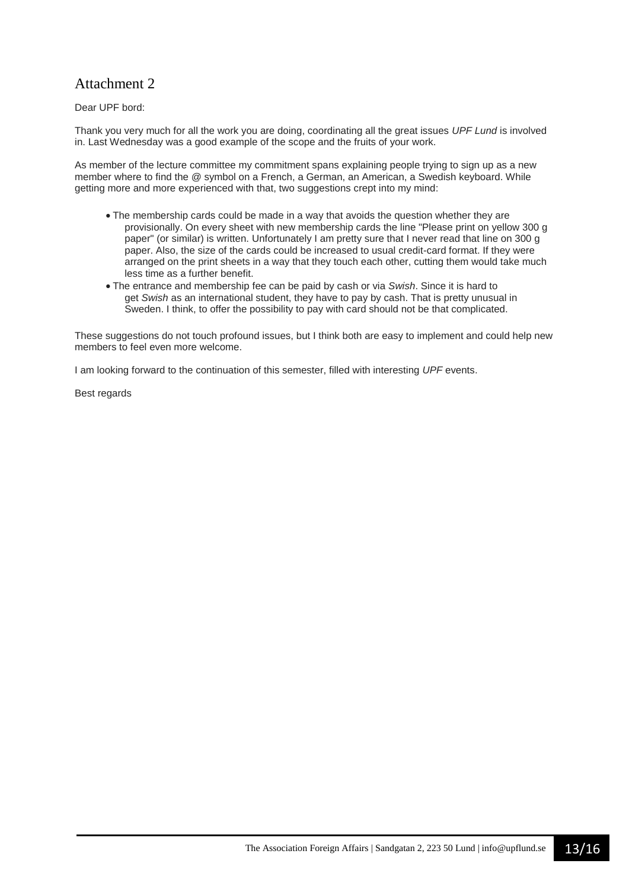# Attachment 2

Dear UPF bord:

Thank you very much for all the work you are doing, coordinating all the great issues *UPF Lund* is involved in. Last Wednesday was a good example of the scope and the fruits of your work.

As member of the lecture committee my commitment spans explaining people trying to sign up as a new member where to find the @ symbol on a French, a German, an American, a Swedish keyboard. While getting more and more experienced with that, two suggestions crept into my mind:

- The membership cards could be made in a way that avoids the question whether they are provisionally. On every sheet with new membership cards the line "Please print on yellow 300 g paper" (or similar) is written. Unfortunately I am pretty sure that I never read that line on 300 g paper. Also, the size of the cards could be increased to usual credit-card format. If they were arranged on the print sheets in a way that they touch each other, cutting them would take much less time as a further benefit.
- The entrance and membership fee can be paid by cash or via *Swish*. Since it is hard to get *Swish* as an international student, they have to pay by cash. That is pretty unusual in Sweden. I think, to offer the possibility to pay with card should not be that complicated.

These suggestions do not touch profound issues, but I think both are easy to implement and could help new members to feel even more welcome.

I am looking forward to the continuation of this semester, filled with interesting *UPF* events.

Best regards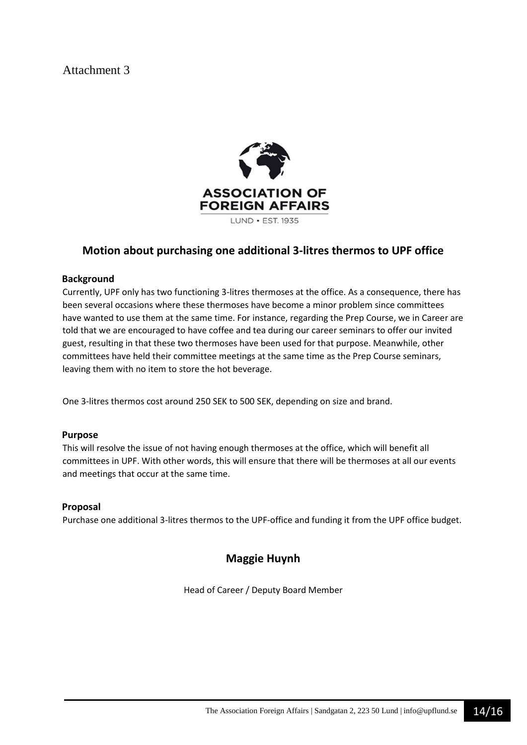Attachment 3

ASSOCIATION OF FOREIGN AFFAIRS

LUND • EST. 1935

## Motion about purchasing one additional 3-litres thermos to UPF office

**Background**

Currently, UPF only has two functioning 3-litres thermoses at the office. As a consequence, there has been several occasions where these thermoses have become a minor problem since committees have wanted to use them at the same time. For instance, regarding the Prep Course, we in Career are told that we are encouraged to have coffee and tea during our career seminars to offer our invited guest, resulting in that these two thermoses have been used for that purpose. Meanwhile, other committees have held their committee meetings at the same time as the Prep Course seminars, leaving them with no item to store the hot beverage.

One 3-litres thermos cost around 250 SEK to 500 SEK, depending on size and brand.

**Purpose**

This will resolve the issue of not having enough thermoses at the office, which will benefit all committees in UPF. With other words, this will ensure that there will be thermoses at all our events and meetings that occur at the same time.

**Proposal**

Purchase one additional 3-litres thermos to the UPF-office and funding it from the UPF office budget.

**Maggie Huynh**

Head of Career / Deputy Board Member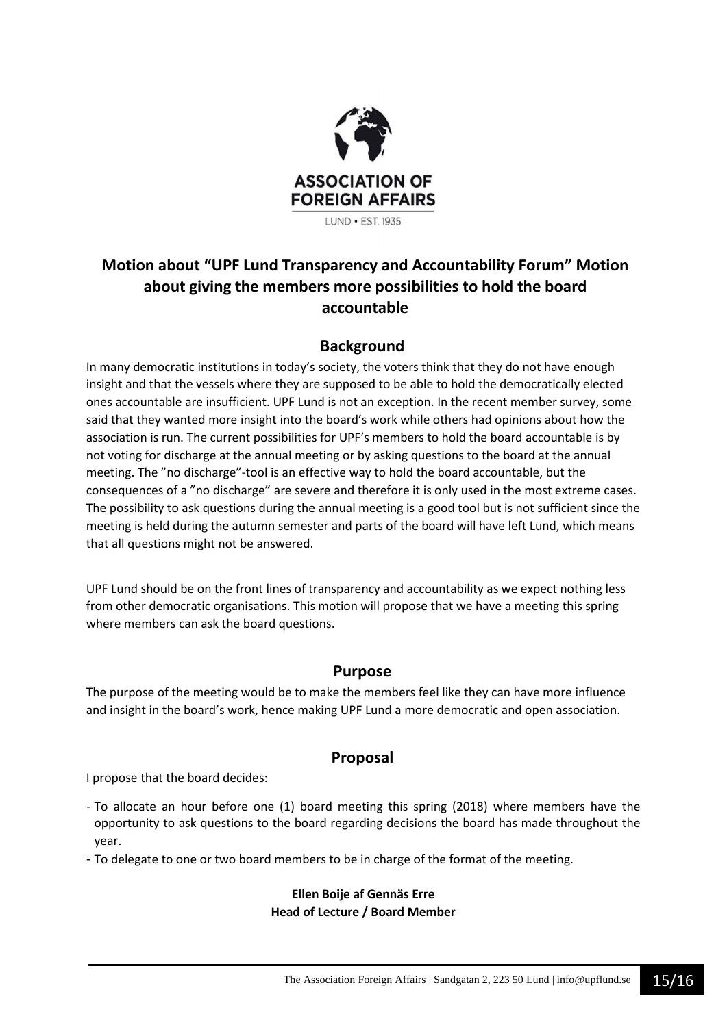ASSOCIATION OF FOREIGN AFFAIRS

LUND • EST. 1935

## Motion about "UPF Lund Transparency and Accountability Forum" Motion about giving the members more possibilities to hold the board accountable

### Background

In many democratic institutions in today's society, the voters think that they do not have enough insight and that the vessels where they are supposed to be able to hold the democratically elected ones accountable are insufficient. UPF Lund is not an exception. In the recent member survey, some said that they wanted more insight into the board's work while others had opinions about how the association is run. The current possibilities for UPF's members to hold the board accountable is by not voting for discharge at the annual meeting or by asking questions to the board at the annual meeting. The "no discharge"-tool is an effective way to hold the board accountable, but the consequences of a "no discharge" are severe and therefore it is only used in the most extreme cases. The possibility to ask questions during the annual meeting is a good tool but is not sufficient since the meeting is held during the autumn semester and parts of the board will have left Lund, which means that all questions might not be answered.

UPF Lund should be on the front lines of transparency and accountability as we expect nothing less from other democratic organisations. This motion will propose that we have a meeting this spring where members can ask the board questions.

### Purpose

The purpose of the meeting would be to make the members feel like they can have more influence and insight in the board's work, hence making UPF Lund a more democratic and open association.

### Proposal

I propose that the board decides:

- To allocate an hour before one (1) board meeting this spring (2018) where members have the opportunity to ask questions to the board regarding decisions the board has made throughout the year.
- To delegate to one or two board members to be in charge of the format of the meeting.

**Ellen Boije af Gennäs Erre**
**Head of Lecture / Board Member**

The Association Foreign Affairs | Sandgatan 2, 223 50 Lund | info@upflund.se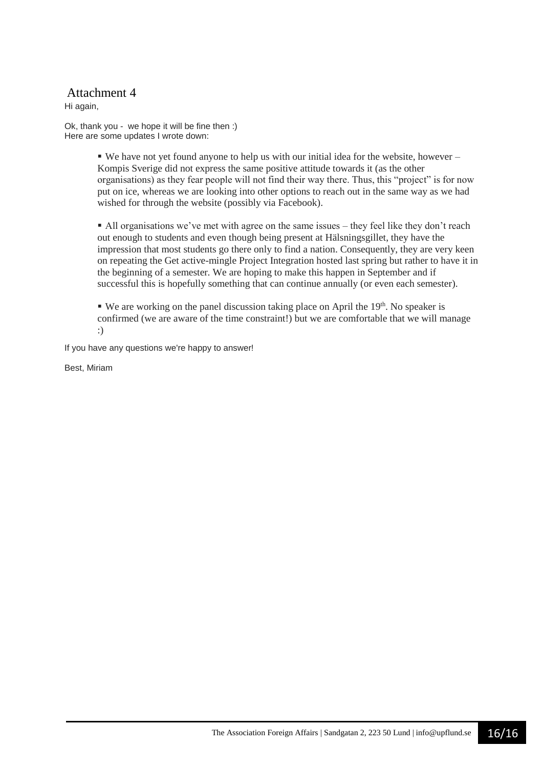## Attachment 4

Hi again,

Ok, thank you - we hope it will be fine then :)
Here are some updates I wrote down:

- We have not yet found anyone to help us with our initial idea for the website, however – Kompis Sverige did not express the same positive attitude towards it (as the other organisations) as they fear people will not find their way there. Thus, this "project" is for now put on ice, whereas we are looking into other options to reach out in the same way as we had wished for through the website (possibly via Facebook).

- All organisations we've met with agree on the same issues – they feel like they don't reach out enough to students and even though being present at Hälsningsgillet, they have the impression that most students go there only to find a nation. Consequently, they are very keen on repeating the Get active-mingle Project Integration hosted last spring but rather to have it in the beginning of a semester. We are hoping to make this happen in September and if successful this is hopefully something that can continue annually (or even each semester).

- We are working on the panel discussion taking place on April the 19th. No speaker is confirmed (we are aware of the time constraint!) but we are comfortable that we will manage :)

If you have any questions we're happy to answer!

Best, Miriam